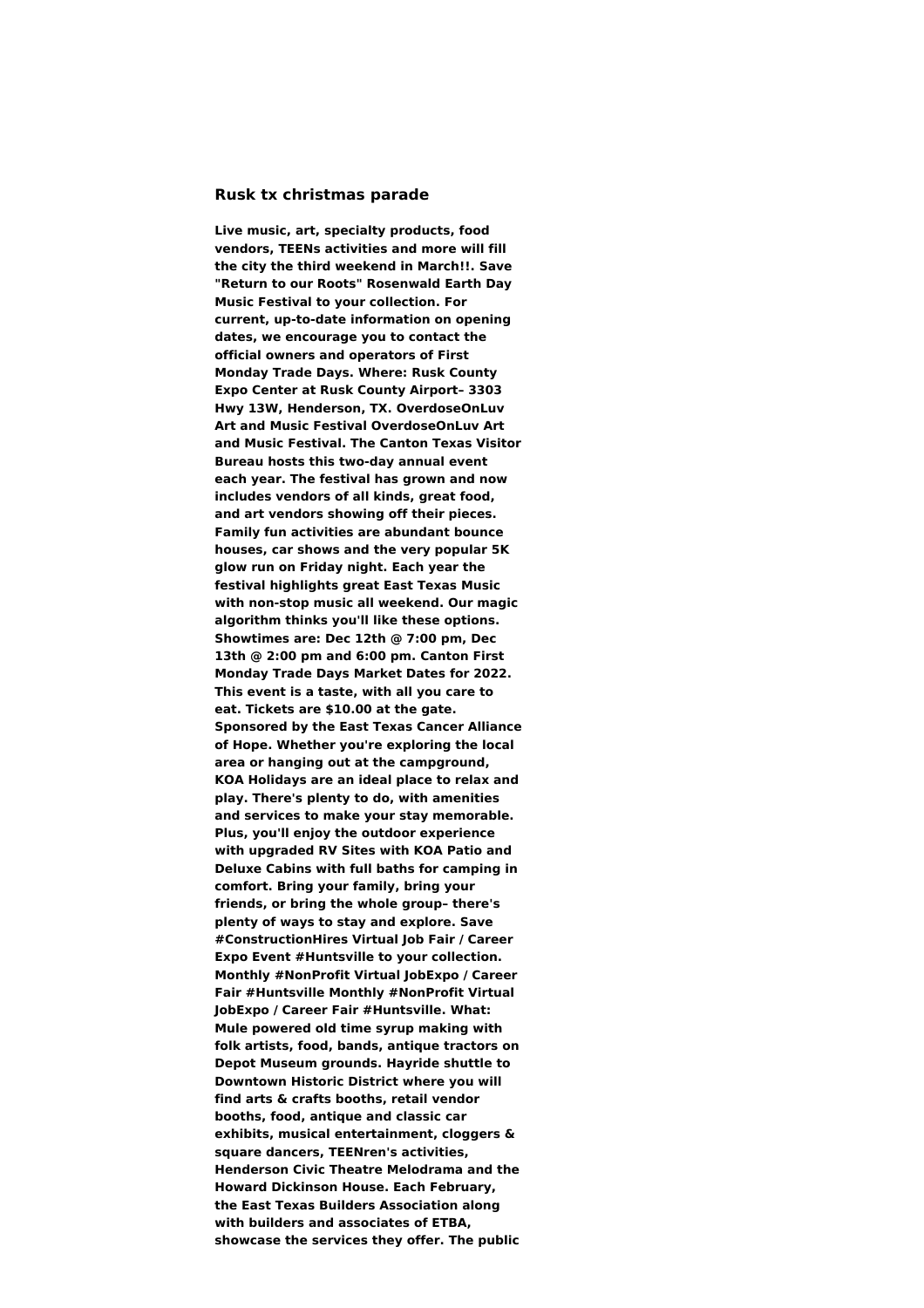### Rusk tx christmas parade

**Live music, art, specialty products, food vendors, TEENs activities and more will fill the city the third weekend in March!!. Save "Return to our Roots" Rosenwald Earth Day Music Festival to your collection. For current, up-to-date information on opening dates, we encourage you to contact the official owners and operators of First Monday Trade Days. Where: Rusk County Expo Center at Rusk County Airport– 3303 Hwy 13W, Henderson, TX. OverdoseOnLuv Art and Music Festival OverdoseOnLuv Art and Music Festival. The Canton Texas Visitor Bureau hosts this two-day annual event each year. The festival has grown and now includes vendors of all kinds, great food, and art vendors showing off their pieces. Family fun activities are abundant bounce houses, car shows and the very popular 5K glow run on Friday night. Each year the festival highlights great East Texas Music with non-stop music all weekend. Our magic algorithm thinks you'll like these options. Showtimes are: Dec 12th @ 7:00 pm, Dec 13th @ 2:00 pm and 6:00 pm. Canton First Monday Trade Days Market Dates for 2022. This event is a taste, with all you care to eat. Tickets are $10.00 at the gate. Sponsored by the East Texas Cancer Alliance of Hope. Whether you're exploring the local area or hanging out at the campground, KOA Holidays are an ideal place to relax and play. There's plenty to do, with amenities and services to make your stay memorable. Plus, you'll enjoy the outdoor experience with upgraded RV Sites with KOA Patio and Deluxe Cabins with full baths for camping in comfort. Bring your family, bring your friends, or bring the whole group– there's plenty of ways to stay and explore. Save #ConstructionHires Virtual Job Fair / Career Expo Event #Huntsville to your collection. Monthly #NonProfit Virtual JobExpo / Career Fair #Huntsville Monthly #NonProfit Virtual JobExpo / Career Fair #Huntsville. What: Mule powered old time syrup making with folk artists, food, bands, antique tractors on Depot Museum grounds. Hayride shuttle to Downtown Historic District where you will find arts & crafts booths, retail vendor booths, food, antique and classic car exhibits, musical entertainment, cloggers & square dancers, TEENren's activities, Henderson Civic Theatre Melodrama and the Howard Dickinson House. Each February, the East Texas Builders Association along with builders and associates of ETBA, showcase the services they offer. The public**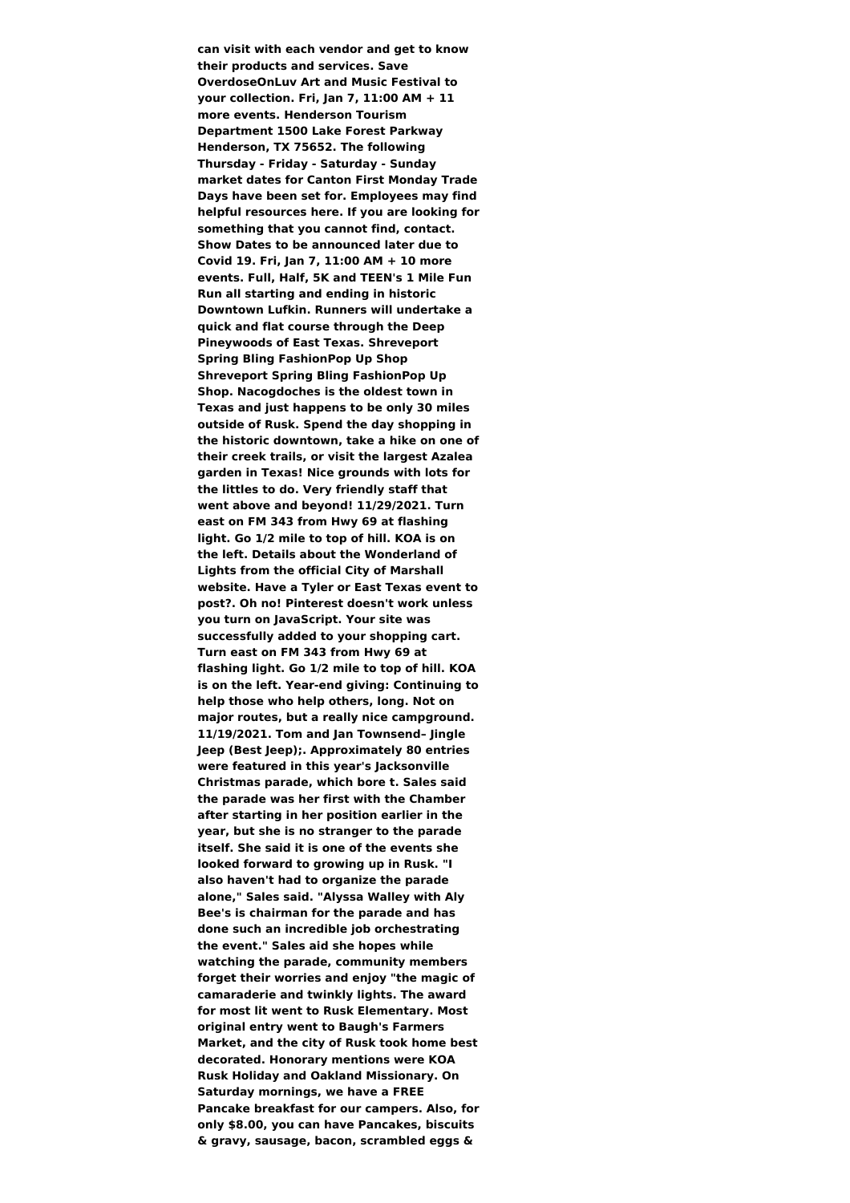**can visit with each vendor and get to know their products and services. Save OverdoseOnLuv Art and Music Festival to your collection. Fri, Jan 7, 11:00 AM + 11 more events. Henderson Tourism Department 1500 Lake Forest Parkway Henderson, TX 75652. The following Thursday - Friday - Saturday - Sunday market dates for Canton First Monday Trade Days have been set for. Employees may find helpful resources here. If you are looking for something that you cannot find, contact. Show Dates to be announced later due to Covid 19. Fri, Jan 7, 11:00 AM + 10 more events. Full, Half, 5K and TEEN's 1 Mile Fun Run all starting and ending in historic Downtown Lufkin. Runners will undertake a quick and flat course through the Deep Pineywoods of East Texas. Shreveport Spring Bling FashionPop Up Shop Shreveport Spring Bling FashionPop Up Shop. Nacogdoches is the oldest town in Texas and just happens to be only 30 miles outside of Rusk. Spend the day shopping in the historic downtown, take a hike on one of their creek trails, or visit the largest Azalea garden in Texas! Nice grounds with lots for the littles to do. Very friendly staff that went above and beyond! 11/29/2021. Turn east on FM 343 from Hwy 69 at flashing light. Go 1/2 mile to top of hill. KOA is on the left. Details about the Wonderland of Lights from the official City of Marshall website. Have a Tyler or East Texas event to post?. Oh no! Pinterest doesn't work unless you turn on JavaScript. Your site was successfully added to your shopping cart. Turn east on FM 343 from Hwy 69 at flashing light. Go 1/2 mile to top of hill. KOA is on the left. Year-end giving: Continuing to help those who help others, long. Not on major routes, but a really nice campground. 11/19/2021. Tom and Jan Townsend– Jingle Jeep (Best Jeep);. Approximately 80 entries were featured in this year's Jacksonville Christmas parade, which bore t. Sales said the parade was her first with the Chamber after starting in her position earlier in the year, but she is no stranger to the parade itself. She said it is one of the events she looked forward to growing up in Rusk. "I also haven't had to organize the parade alone," Sales said. "Alyssa Walley with Aly Bee's is chairman for the parade and has done such an incredible job orchestrating the event." Sales aid she hopes while watching the parade, community members forget their worries and enjoy "the magic of camaraderie and twinkly lights. The award for most lit went to Rusk Elementary. Most original entry went to Baugh's Farmers Market, and the city of Rusk took home best decorated. Honorary mentions were KOA Rusk Holiday and Oakland Missionary. On Saturday mornings, we have a FREE Pancake breakfast for our campers. Also, for only $8.00, you can have Pancakes, biscuits & gravy, sausage, bacon, scrambled eggs &**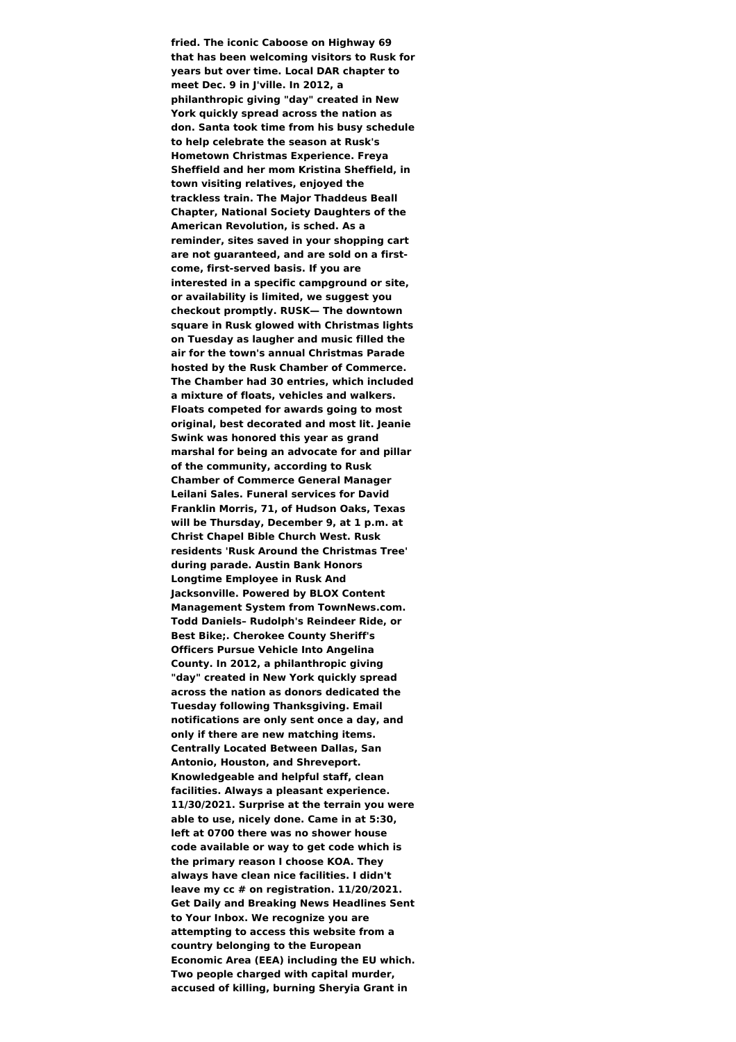**fried. The iconic Caboose on Highway 69 that has been welcoming visitors to Rusk for years but over time. Local DAR chapter to meet Dec. 9 in J'ville. In 2012, a philanthropic giving "day" created in New York quickly spread across the nation as don. Santa took time from his busy schedule to help celebrate the season at Rusk's Hometown Christmas Experience. Freya Sheffield and her mom Kristina Sheffield, in town visiting relatives, enjoyed the trackless train. The Major Thaddeus Beall Chapter, National Society Daughters of the American Revolution, is sched. As a reminder, sites saved in your shopping cart are not guaranteed, and are sold on a first-come, first-served basis. If you are interested in a specific campground or site, or availability is limited, we suggest you checkout promptly. RUSK— The downtown square in Rusk glowed with Christmas lights on Tuesday as laughter and music filled the air for the town's annual Christmas Parade hosted by the Rusk Chamber of Commerce. The Chamber had 30 entries, which included a mixture of floats, vehicles and walkers. Floats competed for awards going to most original, best decorated and most lit. Jeanie Swink was honored this year as grand marshal for being an advocate for and pillar of the community, according to Rusk Chamber of Commerce General Manager Leilani Sales. Funeral services for David Franklin Morris, 71, of Hudson Oaks, Texas will be Thursday, December 9, at 1 p.m. at Christ Chapel Bible Church West. Rusk residents 'Rusk Around the Christmas Tree' during parade. Austin Bank Honors Longtime Employee in Rusk And Jacksonville. Powered by BLOX Content Management System from TownNews.com. Todd Daniels– Rudolph's Reindeer Ride, or Best Bike;. Cherokee County Sheriff's Officers Pursue Vehicle Into Angelina County. In 2012, a philanthropic giving "day" created in New York quickly spread across the nation as donors dedicated the Tuesday following Thanksgiving. Email notifications are only sent once a day, and only if there are new matching items. Centrally Located Between Dallas, San Antonio, Houston, and Shreveport. Knowledgeable and helpful staff, clean facilities. Always a pleasant experience. 11/30/2021. Surprise at the terrain you were able to use, nicely done. Came in at 5:30, left at 0700 there was no shower house code available or way to get code which is the primary reason I choose KOA. They always have clean nice facilities. I didn't leave my cc # on registration. 11/20/2021. Get Daily and Breaking News Headlines Sent to Your Inbox. We recognize you are attempting to access this website from a country belonging to the European Economic Area (EEA) including the EU which. Two people charged with capital murder, accused of killing, burning Sheryia Grant in**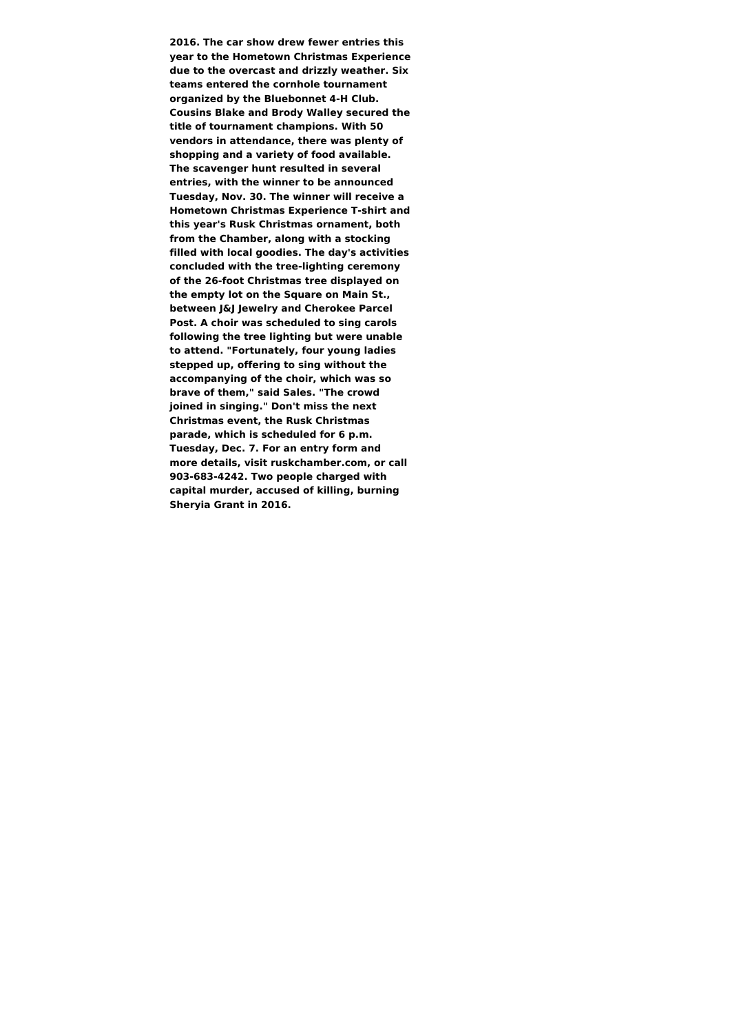**2016. The car show drew fewer entries this year to the Hometown Christmas Experience due to the overcast and drizzly weather. Six teams entered the cornhole tournament organized by the Bluebonnet 4-H Club. Cousins Blake and Brody Walley secured the title of tournament champions. With 50 vendors in attendance, there was plenty of shopping and a variety of food available. The scavenger hunt resulted in several entries, with the winner to be announced Tuesday, Nov. 30. The winner will receive a Hometown Christmas Experience T-shirt and this year's Rusk Christmas ornament, both from the Chamber, along with a stocking filled with local goodies. The day's activities concluded with the tree-lighting ceremony of the 26-foot Christmas tree displayed on the empty lot on the Square on Main St., between J&J Jewelry and Cherokee Parcel Post. A choir was scheduled to sing carols following the tree lighting but were unable to attend. "Fortunately, four young ladies stepped up, offering to sing without the accompanying of the choir, which was so brave of them," said Sales. "The crowd joined in singing." Don't miss the next Christmas event, the Rusk Christmas parade, which is scheduled for 6 p.m. Tuesday, Dec. 7. For an entry form and more details, visit ruskchamber.com, or call 903-683-4242. Two people charged with capital murder, accused of killing, burning Sheryia Grant in 2016.**